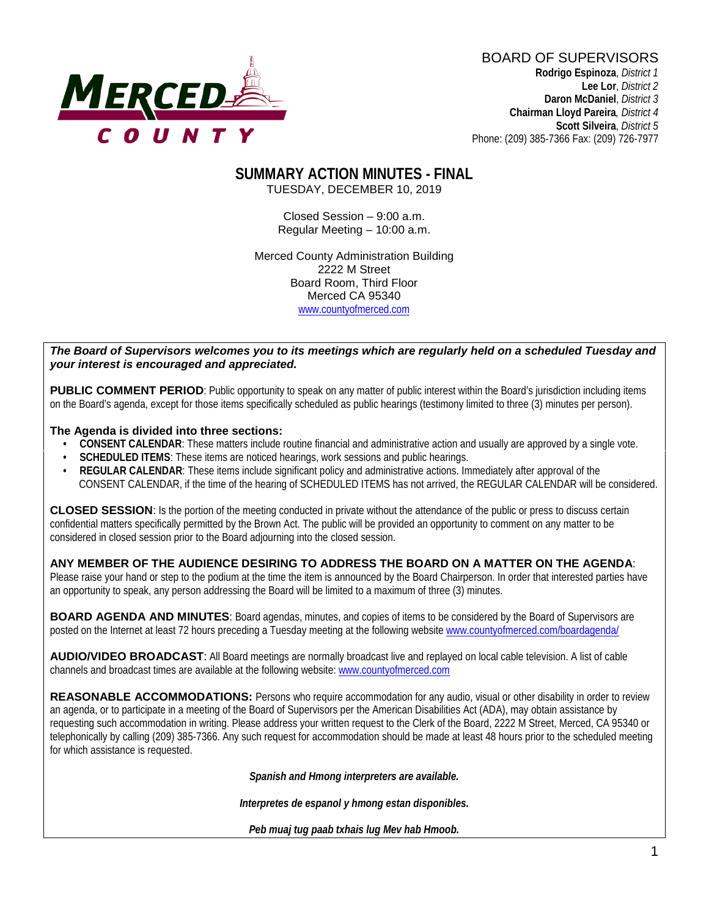BOARD OF SUPERVISORS

**Rodrigo Espinoza**, *District 1*
**Lee Lor**, *District 2*
**Daron McDaniel**, *District 3*
**Chairman Lloyd Pareira**, *District 4*
**Scott Silveira**, *District 5*
Phone: (209) 385-7366 Fax: (209) 726-7977

# SUMMARY ACTION MINUTES - FINAL

TUESDAY, DECEMBER 10, 2019

Closed Session – 9:00 a.m.
Regular Meeting – 10:00 a.m.

Merced County Administration Building
2222 M Street
Board Room, Third Floor
Merced CA 95340
www.countyofmerced.com

***The Board of Supervisors welcomes you to its meetings which are regularly held on a scheduled Tuesday and your interest is encouraged and appreciated.***

**PUBLIC COMMENT PERIOD**: Public opportunity to speak on any matter of public interest within the Board's jurisdiction including items on the Board's agenda, except for those items specifically scheduled as public hearings (testimony limited to three (3) minutes per person).

**The Agenda is divided into three sections:**

- **CONSENT CALENDAR**: These matters include routine financial and administrative action and usually are approved by a single vote.
- **SCHEDULED ITEMS**: These items are noticed hearings, work sessions and public hearings.
- **REGULAR CALENDAR**: These items include significant policy and administrative actions. Immediately after approval of the CONSENT CALENDAR, if the time of the hearing of SCHEDULED ITEMS has not arrived, the REGULAR CALENDAR will be considered.

**CLOSED SESSION**: Is the portion of the meeting conducted in private without the attendance of the public or press to discuss certain confidential matters specifically permitted by the Brown Act. The public will be provided an opportunity to comment on any matter to be considered in closed session prior to the Board adjourning into the closed session.

**ANY MEMBER OF THE AUDIENCE DESIRING TO ADDRESS THE BOARD ON A MATTER ON THE AGENDA**: Please raise your hand or step to the podium at the time the item is announced by the Board Chairperson. In order that interested parties have an opportunity to speak, any person addressing the Board will be limited to a maximum of three (3) minutes.

**BOARD AGENDA AND MINUTES**: Board agendas, minutes, and copies of items to be considered by the Board of Supervisors are posted on the Internet at least 72 hours preceding a Tuesday meeting at the following website www.countyofmerced.com/boardagenda/

**AUDIO/VIDEO BROADCAST**: All Board meetings are normally broadcast live and replayed on local cable television. A list of cable channels and broadcast times are available at the following website: www.countyofmerced.com

**REASONABLE ACCOMMODATIONS:** Persons who require accommodation for any audio, visual or other disability in order to review an agenda, or to participate in a meeting of the Board of Supervisors per the American Disabilities Act (ADA), may obtain assistance by requesting such accommodation in writing. Please address your written request to the Clerk of the Board, 2222 M Street, Merced, CA 95340 or telephonically by calling (209) 385-7366. Any such request for accommodation should be made at least 48 hours prior to the scheduled meeting for which assistance is requested.

***Spanish and Hmong interpreters are available.***

***Interpretes de espanol y hmong estan disponibles.***

***Peb muaj tug paab txhais lug Mev hab Hmoob.***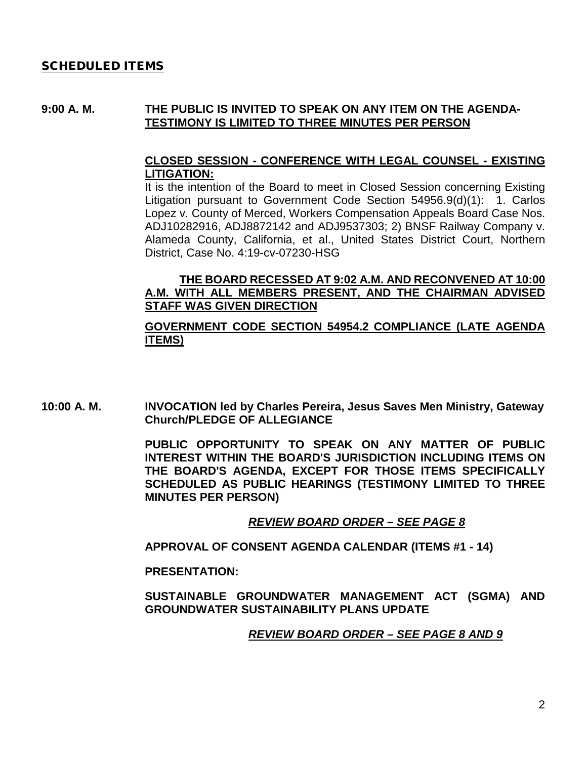## SCHEDULED ITEMS

**9:00 A. M.** **THE PUBLIC IS INVITED TO SPEAK ON ANY ITEM ON THE AGENDA-TESTIMONY IS LIMITED TO THREE MINUTES PER PERSON**

**CLOSED SESSION - CONFERENCE WITH LEGAL COUNSEL - EXISTING LITIGATION:**
It is the intention of the Board to meet in Closed Session concerning Existing Litigation pursuant to Government Code Section 54956.9(d)(1): 1. Carlos Lopez v. County of Merced, Workers Compensation Appeals Board Case Nos. ADJ10282916, ADJ8872142 and ADJ9537303; 2) BNSF Railway Company v. Alameda County, California, et al., United States District Court, Northern District, Case No. 4:19-cv-07230-HSG

**THE BOARD RECESSED AT 9:02 A.M. AND RECONVENED AT 10:00 A.M. WITH ALL MEMBERS PRESENT, AND THE CHAIRMAN ADVISED STAFF WAS GIVEN DIRECTION**

**GOVERNMENT CODE SECTION 54954.2 COMPLIANCE (LATE AGENDA ITEMS)**

**10:00 A. M.** **INVOCATION led by Charles Pereira, Jesus Saves Men Ministry, Gateway Church/PLEDGE OF ALLEGIANCE**

**PUBLIC OPPORTUNITY TO SPEAK ON ANY MATTER OF PUBLIC INTEREST WITHIN THE BOARD'S JURISDICTION INCLUDING ITEMS ON THE BOARD'S AGENDA, EXCEPT FOR THOSE ITEMS SPECIFICALLY SCHEDULED AS PUBLIC HEARINGS (TESTIMONY LIMITED TO THREE MINUTES PER PERSON)**

***REVIEW BOARD ORDER – SEE PAGE 8***

**APPROVAL OF CONSENT AGENDA CALENDAR (ITEMS #1 - 14)**

**PRESENTATION:**

**SUSTAINABLE GROUNDWATER MANAGEMENT ACT (SGMA) AND GROUNDWATER SUSTAINABILITY PLANS UPDATE**

***REVIEW BOARD ORDER – SEE PAGE 8 AND 9***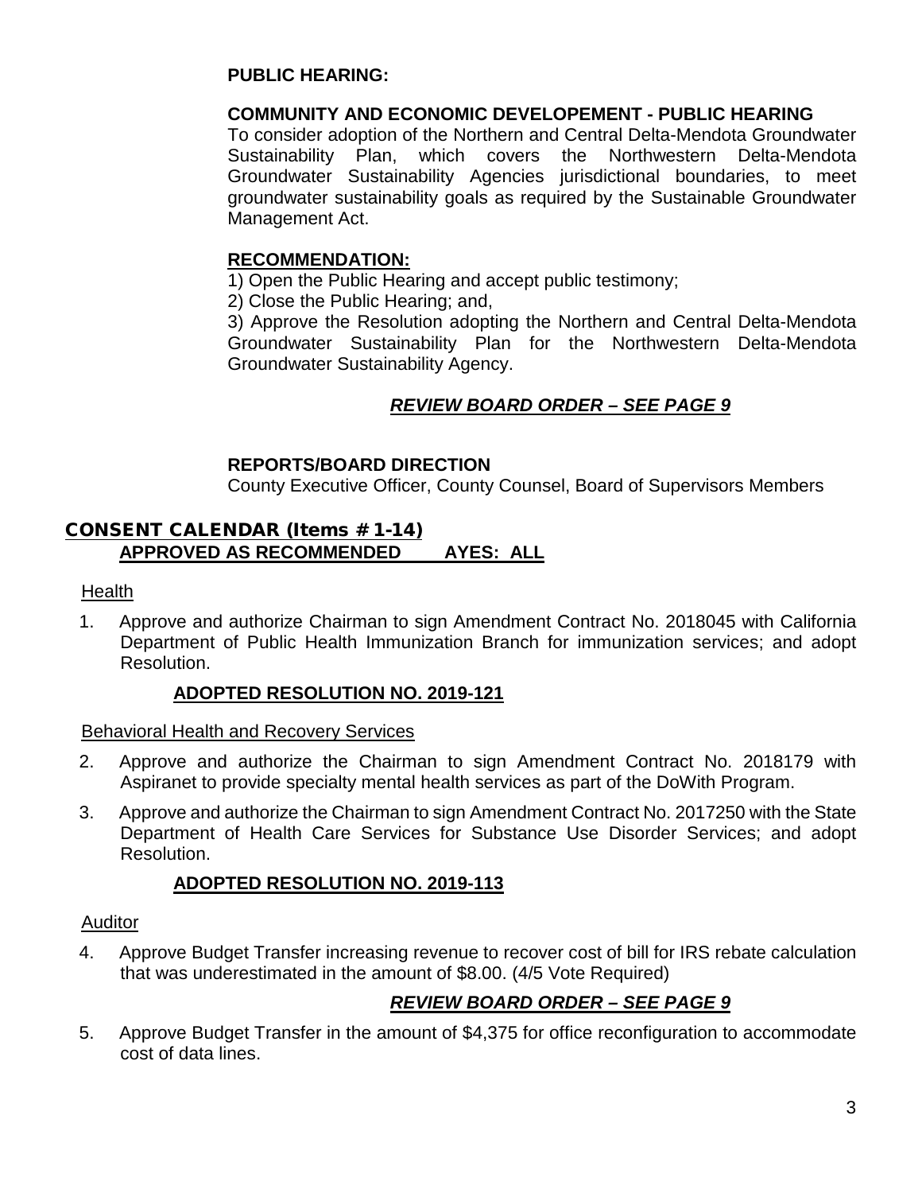**PUBLIC HEARING:**

**COMMUNITY AND ECONOMIC DEVELEPOMENT - PUBLIC HEARING**
To consider adoption of the Northern and Central Delta-Mendota Groundwater Sustainability Plan, which covers the Northwestern Delta-Mendota Groundwater Sustainability Agencies jurisdictional boundaries, to meet groundwater sustainability goals as required by the Sustainable Groundwater Management Act.

**RECOMMENDATION:**
1) Open the Public Hearing and accept public testimony;
2) Close the Public Hearing; and,
3) Approve the Resolution adopting the Northern and Central Delta-Mendota Groundwater Sustainability Plan for the Northwestern Delta-Mendota Groundwater Sustainability Agency.

***REVIEW BOARD ORDER – SEE PAGE 9***

**REPORTS/BOARD DIRECTION**
County Executive Officer, County Counsel, Board of Supervisors Members

## CONSENT CALENDAR (Items #1-14)

**APPROVED AS RECOMMENDED AYES: ALL**

Health

1. Approve and authorize Chairman to sign Amendment Contract No. 2018045 with California Department of Public Health Immunization Branch for immunization services; and adopt Resolution.

   **ADOPTED RESOLUTION NO. 2019-121**

Behavioral Health and Recovery Services

2. Approve and authorize the Chairman to sign Amendment Contract No. 2018179 with Aspiranet to provide specialty mental health services as part of the DoWith Program.

3. Approve and authorize the Chairman to sign Amendment Contract No. 2017250 with the State Department of Health Care Services for Substance Use Disorder Services; and adopt Resolution.

   **ADOPTED RESOLUTION NO. 2019-113**

Auditor

4. Approve Budget Transfer increasing revenue to recover cost of bill for IRS rebate calculation that was underestimated in the amount of $8.00. (4/5 Vote Required)

   ***REVIEW BOARD ORDER – SEE PAGE 9***

5. Approve Budget Transfer in the amount of $4,375 for office reconfiguration to accommodate cost of data lines.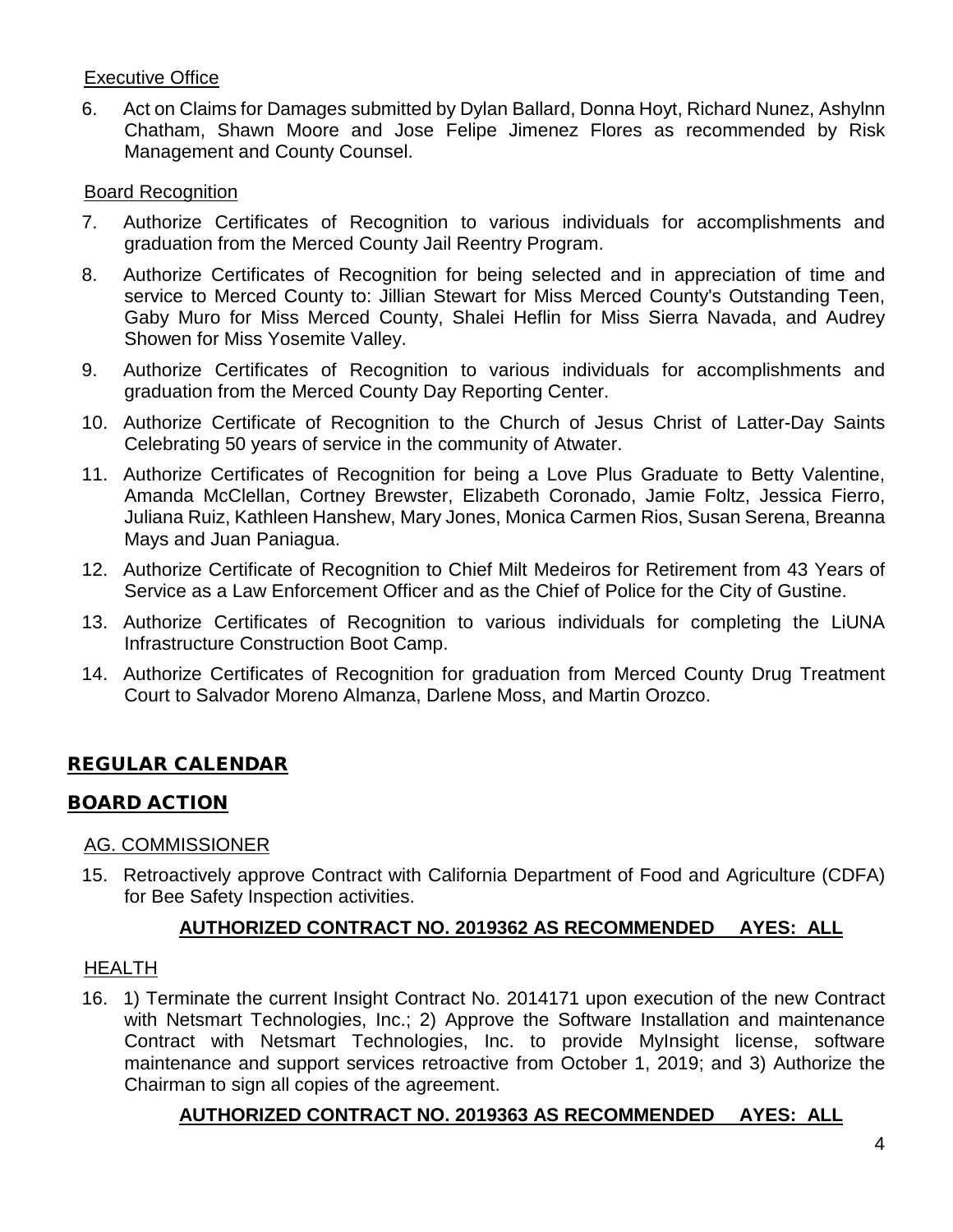Executive Office

6. Act on Claims for Damages submitted by Dylan Ballard, Donna Hoyt, Richard Nunez, Ashylnn Chatham, Shawn Moore and Jose Felipe Jimenez Flores as recommended by Risk Management and County Counsel.

Board Recognition

7. Authorize Certificates of Recognition to various individuals for accomplishments and graduation from the Merced County Jail Reentry Program.
8. Authorize Certificates of Recognition for being selected and in appreciation of time and service to Merced County to: Jillian Stewart for Miss Merced County's Outstanding Teen, Gaby Muro for Miss Merced County, Shalei Heflin for Miss Sierra Navada, and Audrey Showen for Miss Yosemite Valley.
9. Authorize Certificates of Recognition to various individuals for accomplishments and graduation from the Merced County Day Reporting Center.
10. Authorize Certificate of Recognition to the Church of Jesus Christ of Latter-Day Saints Celebrating 50 years of service in the community of Atwater.
11. Authorize Certificates of Recognition for being a Love Plus Graduate to Betty Valentine, Amanda McClellan, Cortney Brewster, Elizabeth Coronado, Jamie Foltz, Jessica Fierro, Juliana Ruiz, Kathleen Hanshew, Mary Jones, Monica Carmen Rios, Susan Serena, Breanna Mays and Juan Paniagua.
12. Authorize Certificate of Recognition to Chief Milt Medeiros for Retirement from 43 Years of Service as a Law Enforcement Officer and as the Chief of Police for the City of Gustine.
13. Authorize Certificates of Recognition to various individuals for completing the LiUNA Infrastructure Construction Boot Camp.
14. Authorize Certificates of Recognition for graduation from Merced County Drug Treatment Court to Salvador Moreno Almanza, Darlene Moss, and Martin Orozco.

## REGULAR CALENDAR

## BOARD ACTION

AG. COMMISSIONER

15. Retroactively approve Contract with California Department of Food and Agriculture (CDFA) for Bee Safety Inspection activities.

**AUTHORIZED CONTRACT NO. 2019362 AS RECOMMENDED AYES: ALL**

HEALTH

16. 1) Terminate the current Insight Contract No. 2014171 upon execution of the new Contract with Netsmart Technologies, Inc.; 2) Approve the Software Installation and maintenance Contract with Netsmart Technologies, Inc. to provide MyInsight license, software maintenance and support services retroactive from October 1, 2019; and 3) Authorize the Chairman to sign all copies of the agreement.

**AUTHORIZED CONTRACT NO. 2019363 AS RECOMMENDED AYES: ALL**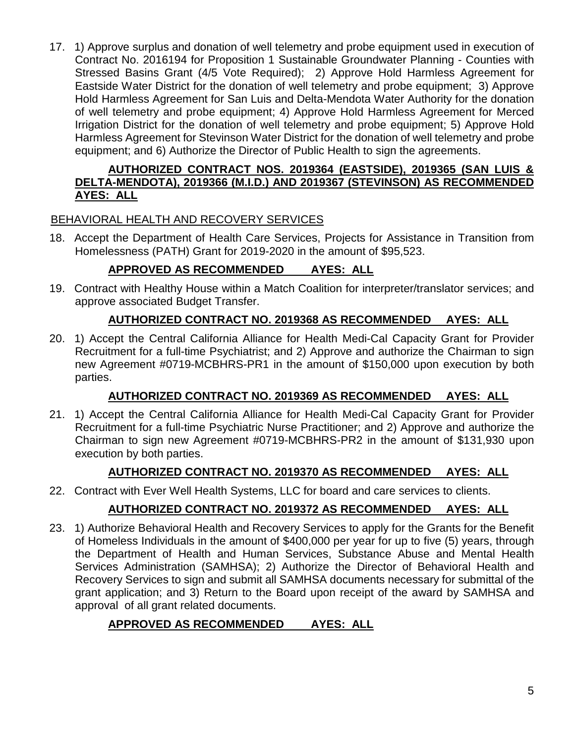17. 1) Approve surplus and donation of well telemetry and probe equipment used in execution of Contract No. 2016194 for Proposition 1 Sustainable Groundwater Planning - Counties with Stressed Basins Grant (4/5 Vote Required); 2) Approve Hold Harmless Agreement for Eastside Water District for the donation of well telemetry and probe equipment; 3) Approve Hold Harmless Agreement for San Luis and Delta-Mendota Water Authority for the donation of well telemetry and probe equipment; 4) Approve Hold Harmless Agreement for Merced Irrigation District for the donation of well telemetry and probe equipment; 5) Approve Hold Harmless Agreement for Stevinson Water District for the donation of well telemetry and probe equipment; and 6) Authorize the Director of Public Health to sign the agreements.

    **AUTHORIZED CONTRACT NOS. 2019364 (EASTSIDE), 2019365 (SAN LUIS & DELTA-MENDOTA), 2019366 (M.I.D.) AND 2019367 (STEVINSON) AS RECOMMENDED AYES: ALL**

BEHAVIORAL HEALTH AND RECOVERY SERVICES

18. Accept the Department of Health Care Services, Projects for Assistance in Transition from Homelessness (PATH) Grant for 2019-2020 in the amount of $95,523.

    **APPROVED AS RECOMMENDED AYES: ALL**

19. Contract with Healthy House within a Match Coalition for interpreter/translator services; and approve associated Budget Transfer.

    **AUTHORIZED CONTRACT NO. 2019368 AS RECOMMENDED AYES: ALL**

20. 1) Accept the Central California Alliance for Health Medi-Cal Capacity Grant for Provider Recruitment for a full-time Psychiatrist; and 2) Approve and authorize the Chairman to sign new Agreement #0719-MCBHRS-PR1 in the amount of $150,000 upon execution by both parties.

    **AUTHORIZED CONTRACT NO. 2019369 AS RECOMMENDED AYES: ALL**

21. 1) Accept the Central California Alliance for Health Medi-Cal Capacity Grant for Provider Recruitment for a full-time Psychiatric Nurse Practitioner; and 2) Approve and authorize the Chairman to sign new Agreement #0719-MCBHRS-PR2 in the amount of $131,930 upon execution by both parties.

    **AUTHORIZED CONTRACT NO. 2019370 AS RECOMMENDED AYES: ALL**

22. Contract with Ever Well Health Systems, LLC for board and care services to clients.

    **AUTHORIZED CONTRACT NO. 2019372 AS RECOMMENDED AYES: ALL**

23. 1) Authorize Behavioral Health and Recovery Services to apply for the Grants for the Benefit of Homeless Individuals in the amount of $400,000 per year for up to five (5) years, through the Department of Health and Human Services, Substance Abuse and Mental Health Services Administration (SAMHSA); 2) Authorize the Director of Behavioral Health and Recovery Services to sign and submit all SAMHSA documents necessary for submittal of the grant application; and 3) Return to the Board upon receipt of the award by SAMHSA and approval of all grant related documents.

    **APPROVED AS RECOMMENDED AYES: ALL**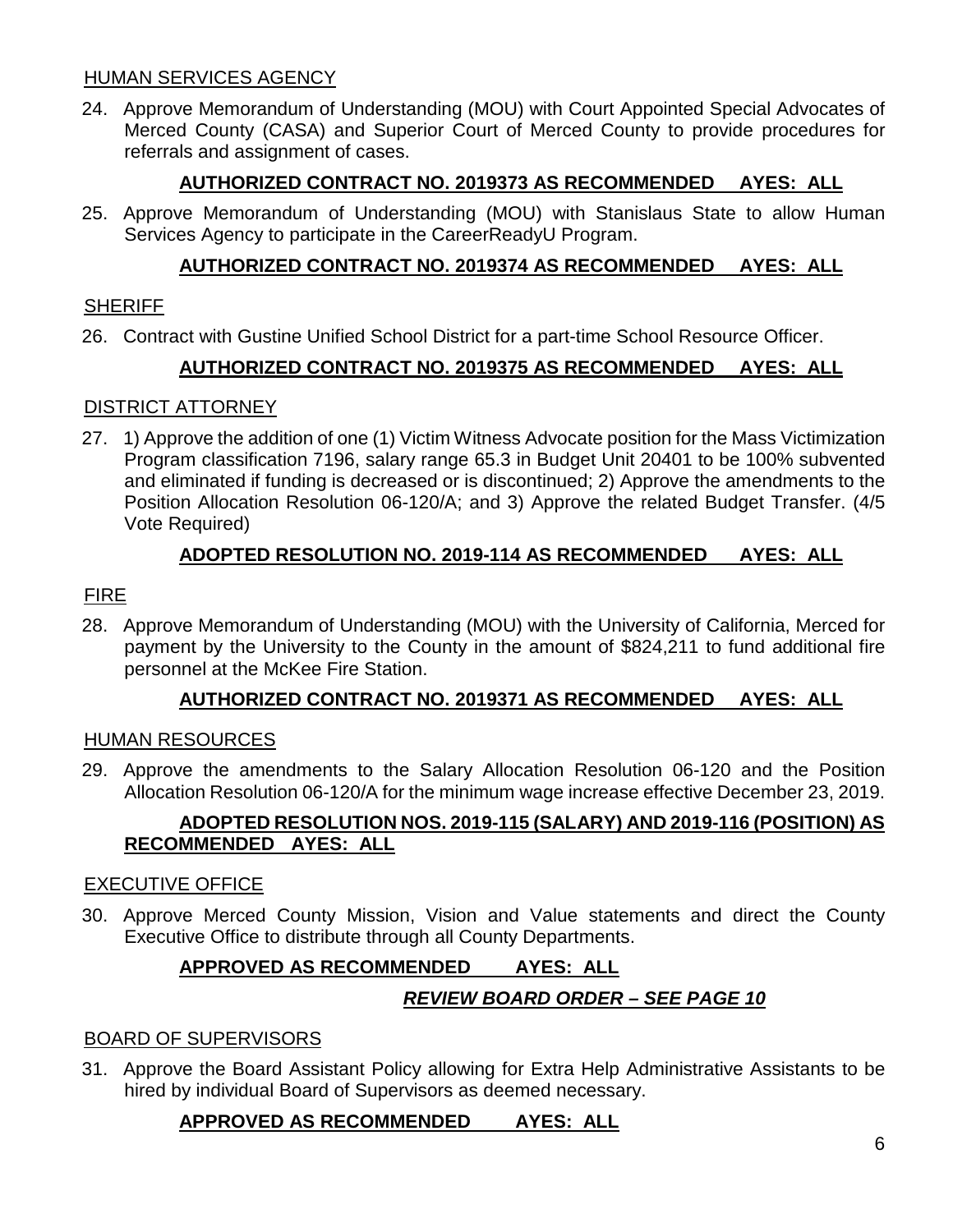## HUMAN SERVICES AGENCY

24. Approve Memorandum of Understanding (MOU) with Court Appointed Special Advocates of Merced County (CASA) and Superior Court of Merced County to provide procedures for referrals and assignment of cases.

**AUTHORIZED CONTRACT NO. 2019373 AS RECOMMENDED AYES: ALL**

25. Approve Memorandum of Understanding (MOU) with Stanislaus State to allow Human Services Agency to participate in the CareerReadyU Program.

**AUTHORIZED CONTRACT NO. 2019374 AS RECOMMENDED AYES: ALL**

## SHERIFF

26. Contract with Gustine Unified School District for a part-time School Resource Officer.

**AUTHORIZED CONTRACT NO. 2019375 AS RECOMMENDED AYES: ALL**

## DISTRICT ATTORNEY

27. 1) Approve the addition of one (1) Victim Witness Advocate position for the Mass Victimization Program classification 7196, salary range 65.3 in Budget Unit 20401 to be 100% subvented and eliminated if funding is decreased or is discontinued; 2) Approve the amendments to the Position Allocation Resolution 06-120/A; and 3) Approve the related Budget Transfer. (4/5 Vote Required)

**ADOPTED RESOLUTION NO. 2019-114 AS RECOMMENDED AYES: ALL**

## FIRE

28. Approve Memorandum of Understanding (MOU) with the University of California, Merced for payment by the University to the County in the amount of $824,211 to fund additional fire personnel at the McKee Fire Station.

**AUTHORIZED CONTRACT NO. 2019371 AS RECOMMENDED AYES: ALL**

## HUMAN RESOURCES

29. Approve the amendments to the Salary Allocation Resolution 06-120 and the Position Allocation Resolution 06-120/A for the minimum wage increase effective December 23, 2019.

**ADOPTED RESOLUTION NOS. 2019-115 (SALARY) AND 2019-116 (POSITION) AS RECOMMENDED AYES: ALL**

## EXECUTIVE OFFICE

30. Approve Merced County Mission, Vision and Value statements and direct the County Executive Office to distribute through all County Departments.

**APPROVED AS RECOMMENDED AYES: ALL**

***REVIEW BOARD ORDER – SEE PAGE 10***

## BOARD OF SUPERVISORS

31. Approve the Board Assistant Policy allowing for Extra Help Administrative Assistants to be hired by individual Board of Supervisors as deemed necessary.

**APPROVED AS RECOMMENDED AYES: ALL**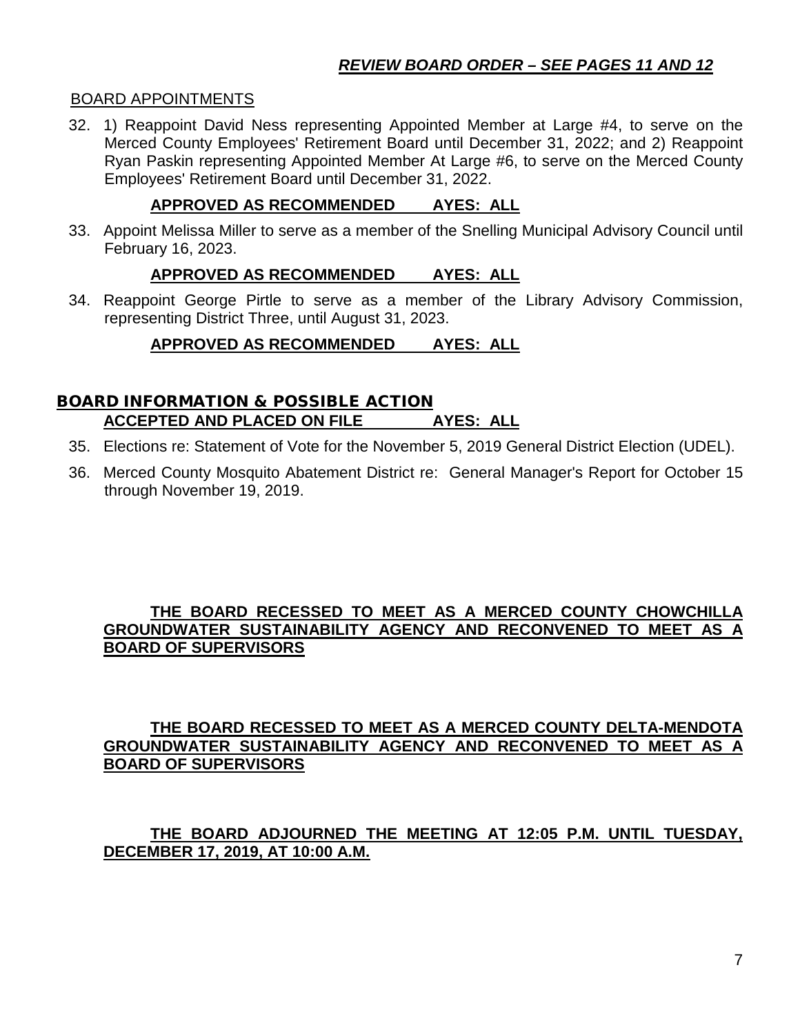***REVIEW BOARD ORDER – SEE PAGES 11 AND 12***

BOARD APPOINTMENTS

32. 1) Reappoint David Ness representing Appointed Member at Large #4, to serve on the Merced County Employees' Retirement Board until December 31, 2022; and 2) Reappoint Ryan Paskin representing Appointed Member At Large #6, to serve on the Merced County Employees' Retirement Board until December 31, 2022.

    **APPROVED AS RECOMMENDED AYES: ALL**

33. Appoint Melissa Miller to serve as a member of the Snelling Municipal Advisory Council until February 16, 2023.

    **APPROVED AS RECOMMENDED AYES: ALL**

34. Reappoint George Pirtle to serve as a member of the Library Advisory Commission, representing District Three, until August 31, 2023.

    **APPROVED AS RECOMMENDED AYES: ALL**

## BOARD INFORMATION & POSSIBLE ACTION

**ACCEPTED AND PLACED ON FILE AYES: ALL**

35. Elections re: Statement of Vote for the November 5, 2019 General District Election (UDEL).
36. Merced County Mosquito Abatement District re: General Manager's Report for October 15 through November 19, 2019.

**THE BOARD RECESSED TO MEET AS A MERCED COUNTY CHOWCHILLA GROUNDWATER SUSTAINABILITY AGENCY AND RECONVENED TO MEET AS A BOARD OF SUPERVISORS**

**THE BOARD RECESSED TO MEET AS A MERCED COUNTY DELTA-MENDOTA GROUNDWATER SUSTAINABILITY AGENCY AND RECONVENED TO MEET AS A BOARD OF SUPERVISORS**

**THE BOARD ADJOURNED THE MEETING AT 12:05 P.M. UNTIL TUESDAY, DECEMBER 17, 2019, AT 10:00 A.M.**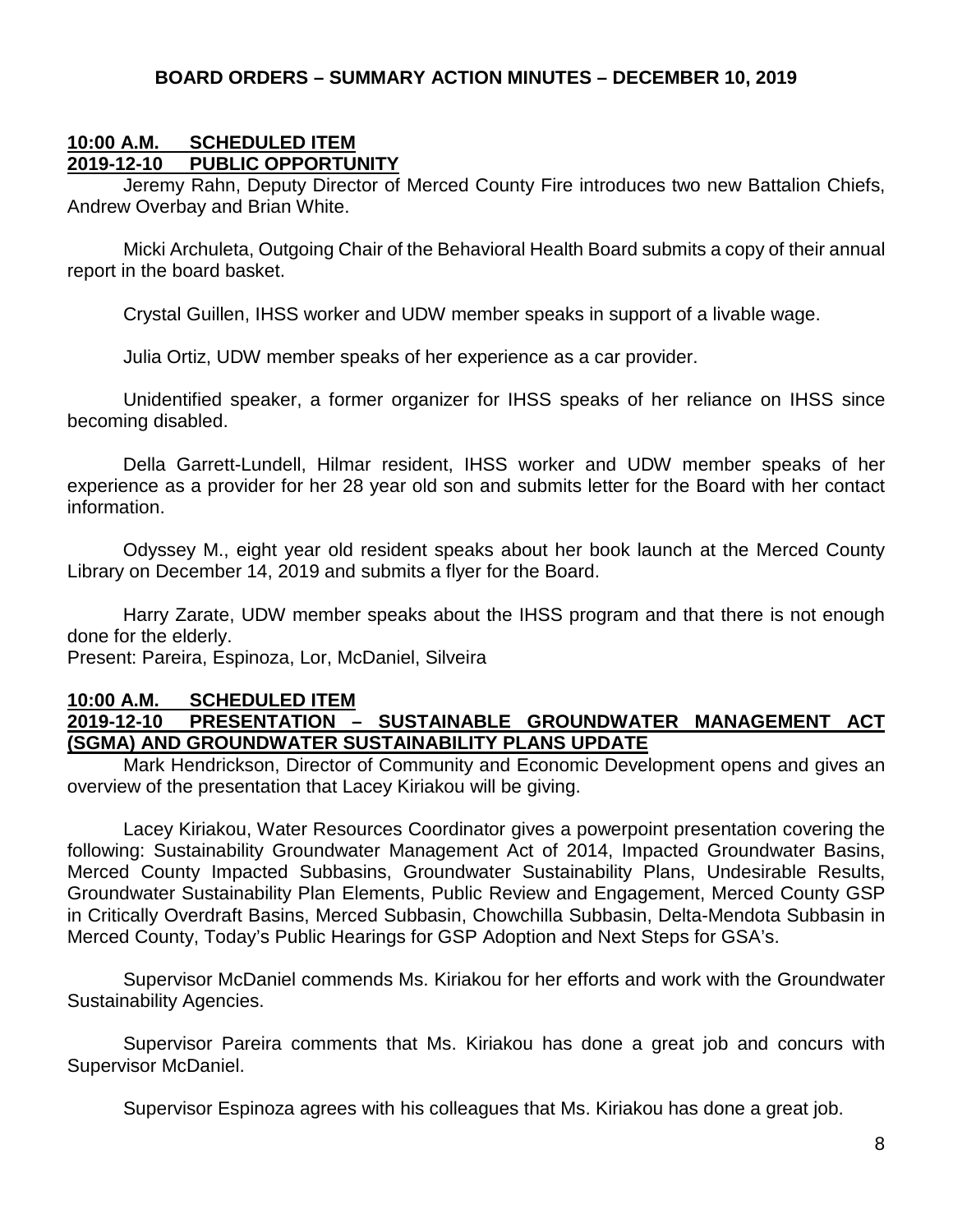## BOARD ORDERS – SUMMARY ACTION MINUTES – DECEMBER 10, 2019

**10:00 A.M. SCHEDULED ITEM**
**2019-12-10 PUBLIC OPPORTUNITY**

Jeremy Rahn, Deputy Director of Merced County Fire introduces two new Battalion Chiefs, Andrew Overbay and Brian White.

Micki Archuleta, Outgoing Chair of the Behavioral Health Board submits a copy of their annual report in the board basket.

Crystal Guillen, IHSS worker and UDW member speaks in support of a livable wage.

Julia Ortiz, UDW member speaks of her experience as a car provider.

Unidentified speaker, a former organizer for IHSS speaks of her reliance on IHSS since becoming disabled.

Della Garrett-Lundell, Hilmar resident, IHSS worker and UDW member speaks of her experience as a provider for her 28 year old son and submits letter for the Board with her contact information.

Odyssey M., eight year old resident speaks about her book launch at the Merced County Library on December 14, 2019 and submits a flyer for the Board.

Harry Zarate, UDW member speaks about the IHSS program and that there is not enough done for the elderly.
Present: Pareira, Espinoza, Lor, McDaniel, Silveira

**10:00 A.M. SCHEDULED ITEM**
**2019-12-10 PRESENTATION – SUSTAINABLE GROUNDWATER MANAGEMENT ACT (SGMA) AND GROUNDWATER SUSTAINABILITY PLANS UPDATE**

Mark Hendrickson, Director of Community and Economic Development opens and gives an overview of the presentation that Lacey Kiriakou will be giving.

Lacey Kiriakou, Water Resources Coordinator gives a powerpoint presentation covering the following: Sustainability Groundwater Management Act of 2014, Impacted Groundwater Basins, Merced County Impacted Subbasins, Groundwater Sustainability Plans, Undesirable Results, Groundwater Sustainability Plan Elements, Public Review and Engagement, Merced County GSP in Critically Overdraft Basins, Merced Subbasin, Chowchilla Subbasin, Delta-Mendota Subbasin in Merced County, Today's Public Hearings for GSP Adoption and Next Steps for GSA's.

Supervisor McDaniel commends Ms. Kiriakou for her efforts and work with the Groundwater Sustainability Agencies.

Supervisor Pareira comments that Ms. Kiriakou has done a great job and concurs with Supervisor McDaniel.

Supervisor Espinoza agrees with his colleagues that Ms. Kiriakou has done a great job.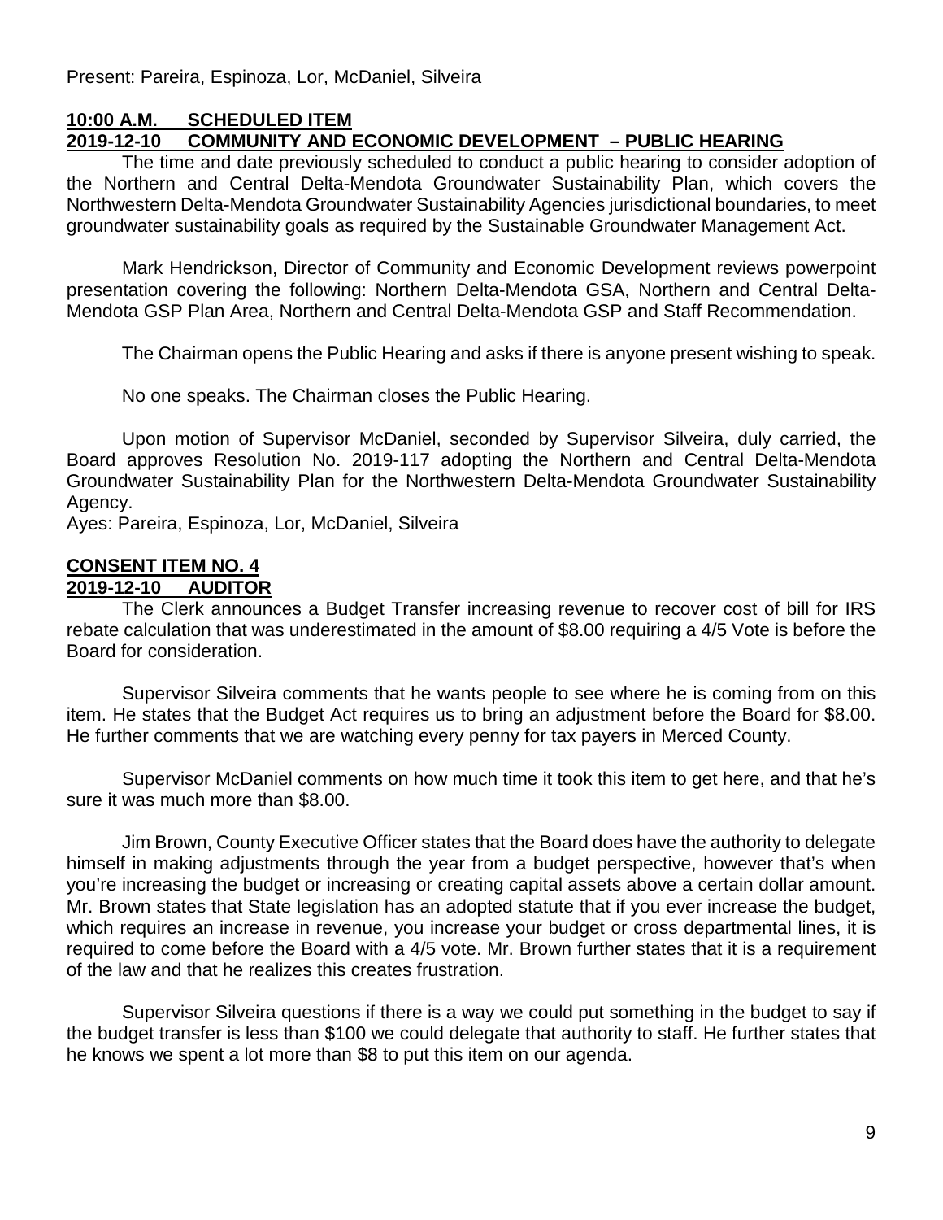Present: Pareira, Espinoza, Lor, McDaniel, Silveira

**10:00 A.M. SCHEDULED ITEM**
**2019-12-10 COMMUNITY AND ECONOMIC DEVELOPMENT – PUBLIC HEARING**

The time and date previously scheduled to conduct a public hearing to consider adoption of the Northern and Central Delta-Mendota Groundwater Sustainability Plan, which covers the Northwestern Delta-Mendota Groundwater Sustainability Agencies jurisdictional boundaries, to meet groundwater sustainability goals as required by the Sustainable Groundwater Management Act.

Mark Hendrickson, Director of Community and Economic Development reviews powerpoint presentation covering the following: Northern Delta-Mendota GSA, Northern and Central Delta-Mendota GSP Plan Area, Northern and Central Delta-Mendota GSP and Staff Recommendation.

The Chairman opens the Public Hearing and asks if there is anyone present wishing to speak.

No one speaks. The Chairman closes the Public Hearing.

Upon motion of Supervisor McDaniel, seconded by Supervisor Silveira, duly carried, the Board approves Resolution No. 2019-117 adopting the Northern and Central Delta-Mendota Groundwater Sustainability Plan for the Northwestern Delta-Mendota Groundwater Sustainability Agency.
Ayes: Pareira, Espinoza, Lor, McDaniel, Silveira

**CONSENT ITEM NO. 4**
**2019-12-10 AUDITOR**

The Clerk announces a Budget Transfer increasing revenue to recover cost of bill for IRS rebate calculation that was underestimated in the amount of $8.00 requiring a 4/5 Vote is before the Board for consideration.

Supervisor Silveira comments that he wants people to see where he is coming from on this item. He states that the Budget Act requires us to bring an adjustment before the Board for $8.00. He further comments that we are watching every penny for tax payers in Merced County.

Supervisor McDaniel comments on how much time it took this item to get here, and that he's sure it was much more than $8.00.

Jim Brown, County Executive Officer states that the Board does have the authority to delegate himself in making adjustments through the year from a budget perspective, however that's when you're increasing the budget or increasing or creating capital assets above a certain dollar amount. Mr. Brown states that State legislation has an adopted statute that if you ever increase the budget, which requires an increase in revenue, you increase your budget or cross departmental lines, it is required to come before the Board with a 4/5 vote. Mr. Brown further states that it is a requirement of the law and that he realizes this creates frustration.

Supervisor Silveira questions if there is a way we could put something in the budget to say if the budget transfer is less than $100 we could delegate that authority to staff. He further states that he knows we spent a lot more than $8 to put this item on our agenda.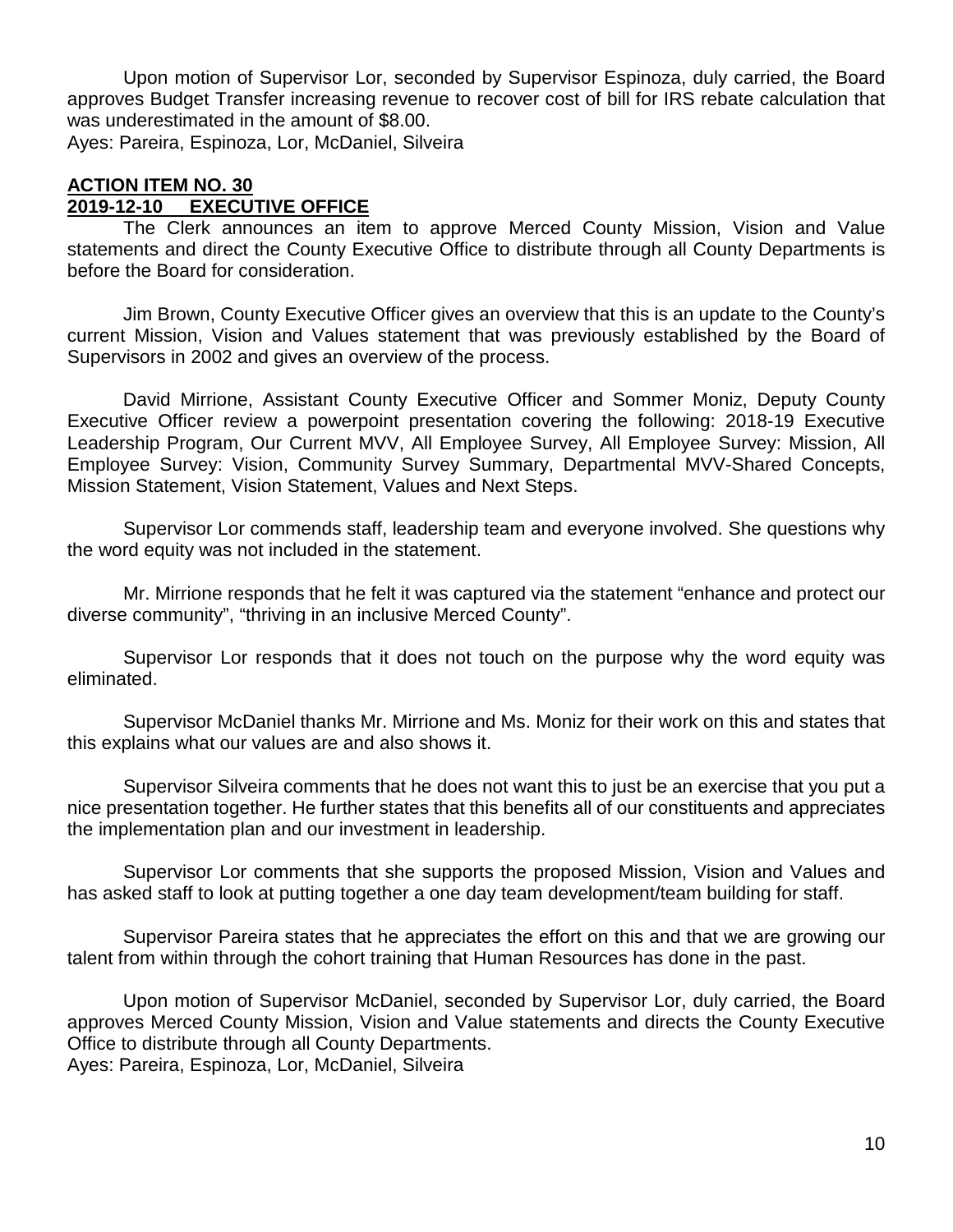Upon motion of Supervisor Lor, seconded by Supervisor Espinoza, duly carried, the Board approves Budget Transfer increasing revenue to recover cost of bill for IRS rebate calculation that was underestimated in the amount of $8.00.
Ayes: Pareira, Espinoza, Lor, McDaniel, Silveira

**ACTION ITEM NO. 30**
**2019-12-10 EXECUTIVE OFFICE**

The Clerk announces an item to approve Merced County Mission, Vision and Value statements and direct the County Executive Office to distribute through all County Departments is before the Board for consideration.

Jim Brown, County Executive Officer gives an overview that this is an update to the County's current Mission, Vision and Values statement that was previously established by the Board of Supervisors in 2002 and gives an overview of the process.

David Mirrione, Assistant County Executive Officer and Sommer Moniz, Deputy County Executive Officer review a powerpoint presentation covering the following: 2018-19 Executive Leadership Program, Our Current MVV, All Employee Survey, All Employee Survey: Mission, All Employee Survey: Vision, Community Survey Summary, Departmental MVV-Shared Concepts, Mission Statement, Vision Statement, Values and Next Steps.

Supervisor Lor commends staff, leadership team and everyone involved. She questions why the word equity was not included in the statement.

Mr. Mirrione responds that he felt it was captured via the statement "enhance and protect our diverse community", "thriving in an inclusive Merced County".

Supervisor Lor responds that it does not touch on the purpose why the word equity was eliminated.

Supervisor McDaniel thanks Mr. Mirrione and Ms. Moniz for their work on this and states that this explains what our values are and also shows it.

Supervisor Silveira comments that he does not want this to just be an exercise that you put a nice presentation together. He further states that this benefits all of our constituents and appreciates the implementation plan and our investment in leadership.

Supervisor Lor comments that she supports the proposed Mission, Vision and Values and has asked staff to look at putting together a one day team development/team building for staff.

Supervisor Pareira states that he appreciates the effort on this and that we are growing our talent from within through the cohort training that Human Resources has done in the past.

Upon motion of Supervisor McDaniel, seconded by Supervisor Lor, duly carried, the Board approves Merced County Mission, Vision and Value statements and directs the County Executive Office to distribute through all County Departments.
Ayes: Pareira, Espinoza, Lor, McDaniel, Silveira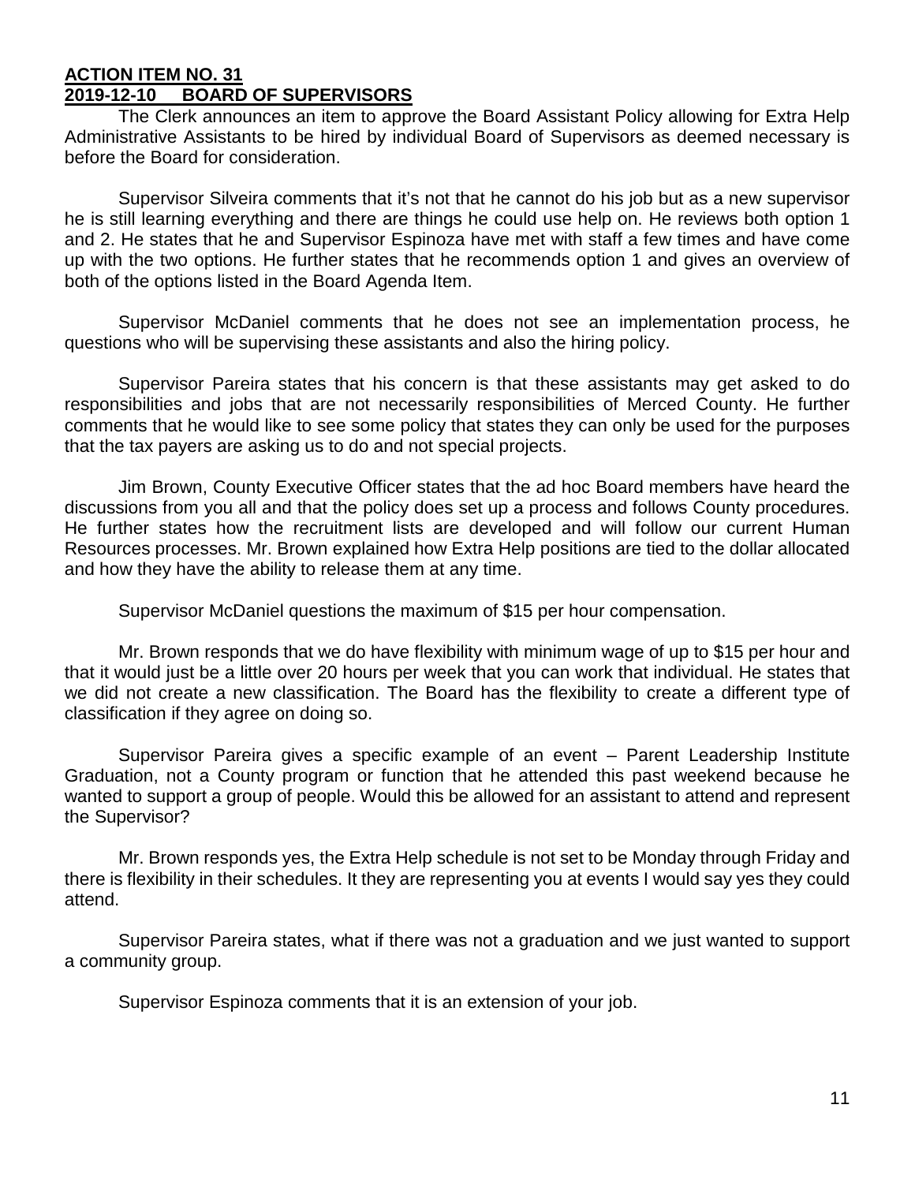**ACTION ITEM NO. 31**
**2019-12-10 BOARD OF SUPERVISORS**

The Clerk announces an item to approve the Board Assistant Policy allowing for Extra Help Administrative Assistants to be hired by individual Board of Supervisors as deemed necessary is before the Board for consideration.

Supervisor Silveira comments that it's not that he cannot do his job but as a new supervisor he is still learning everything and there are things he could use help on. He reviews both option 1 and 2. He states that he and Supervisor Espinoza have met with staff a few times and have come up with the two options. He further states that he recommends option 1 and gives an overview of both of the options listed in the Board Agenda Item.

Supervisor McDaniel comments that he does not see an implementation process, he questions who will be supervising these assistants and also the hiring policy.

Supervisor Pareira states that his concern is that these assistants may get asked to do responsibilities and jobs that are not necessarily responsibilities of Merced County. He further comments that he would like to see some policy that states they can only be used for the purposes that the tax payers are asking us to do and not special projects.

Jim Brown, County Executive Officer states that the ad hoc Board members have heard the discussions from you all and that the policy does set up a process and follows County procedures. He further states how the recruitment lists are developed and will follow our current Human Resources processes. Mr. Brown explained how Extra Help positions are tied to the dollar allocated and how they have the ability to release them at any time.

Supervisor McDaniel questions the maximum of $15 per hour compensation.

Mr. Brown responds that we do have flexibility with minimum wage of up to $15 per hour and that it would just be a little over 20 hours per week that you can work that individual. He states that we did not create a new classification. The Board has the flexibility to create a different type of classification if they agree on doing so.

Supervisor Pareira gives a specific example of an event – Parent Leadership Institute Graduation, not a County program or function that he attended this past weekend because he wanted to support a group of people. Would this be allowed for an assistant to attend and represent the Supervisor?

Mr. Brown responds yes, the Extra Help schedule is not set to be Monday through Friday and there is flexibility in their schedules. It they are representing you at events I would say yes they could attend.

Supervisor Pareira states, what if there was not a graduation and we just wanted to support a community group.

Supervisor Espinoza comments that it is an extension of your job.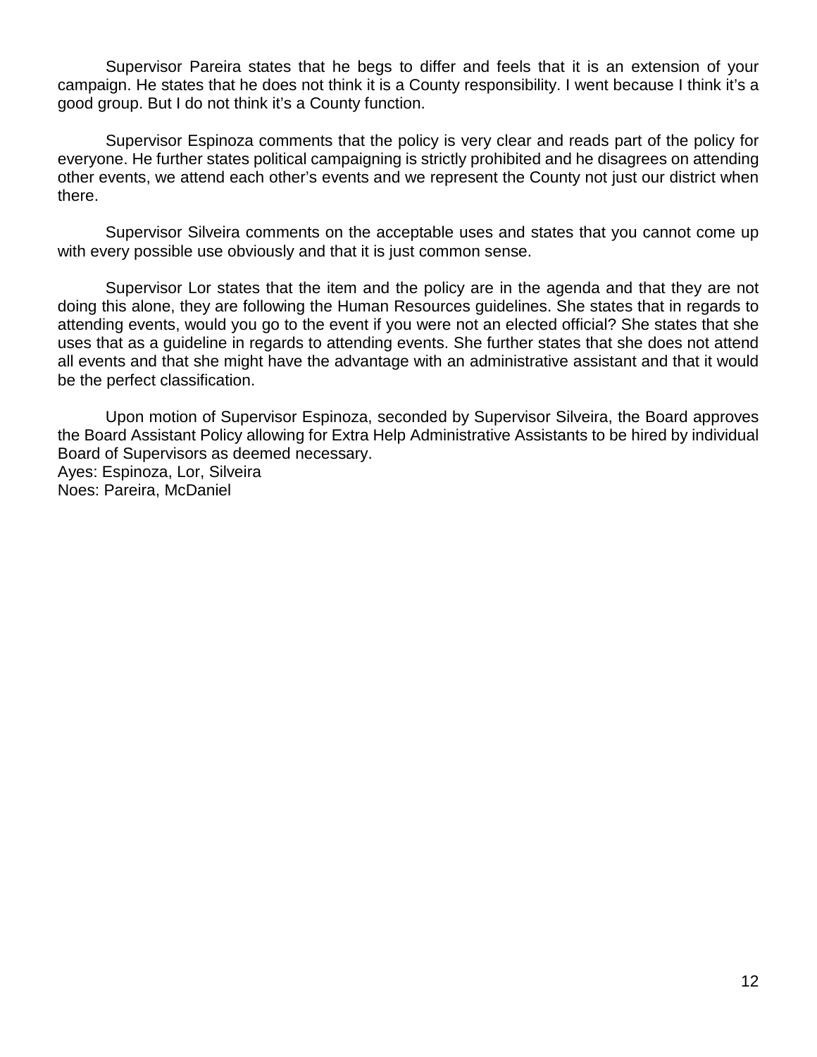Supervisor Pareira states that he begs to differ and feels that it is an extension of your campaign. He states that he does not think it is a County responsibility. I went because I think it's a good group. But I do not think it's a County function.

Supervisor Espinoza comments that the policy is very clear and reads part of the policy for everyone. He further states political campaigning is strictly prohibited and he disagrees on attending other events, we attend each other's events and we represent the County not just our district when there.

Supervisor Silveira comments on the acceptable uses and states that you cannot come up with every possible use obviously and that it is just common sense.

Supervisor Lor states that the item and the policy are in the agenda and that they are not doing this alone, they are following the Human Resources guidelines. She states that in regards to attending events, would you go to the event if you were not an elected official? She states that she uses that as a guideline in regards to attending events. She further states that she does not attend all events and that she might have the advantage with an administrative assistant and that it would be the perfect classification.

Upon motion of Supervisor Espinoza, seconded by Supervisor Silveira, the Board approves the Board Assistant Policy allowing for Extra Help Administrative Assistants to be hired by individual Board of Supervisors as deemed necessary.
Ayes: Espinoza, Lor, Silveira
Noes: Pareira, McDaniel